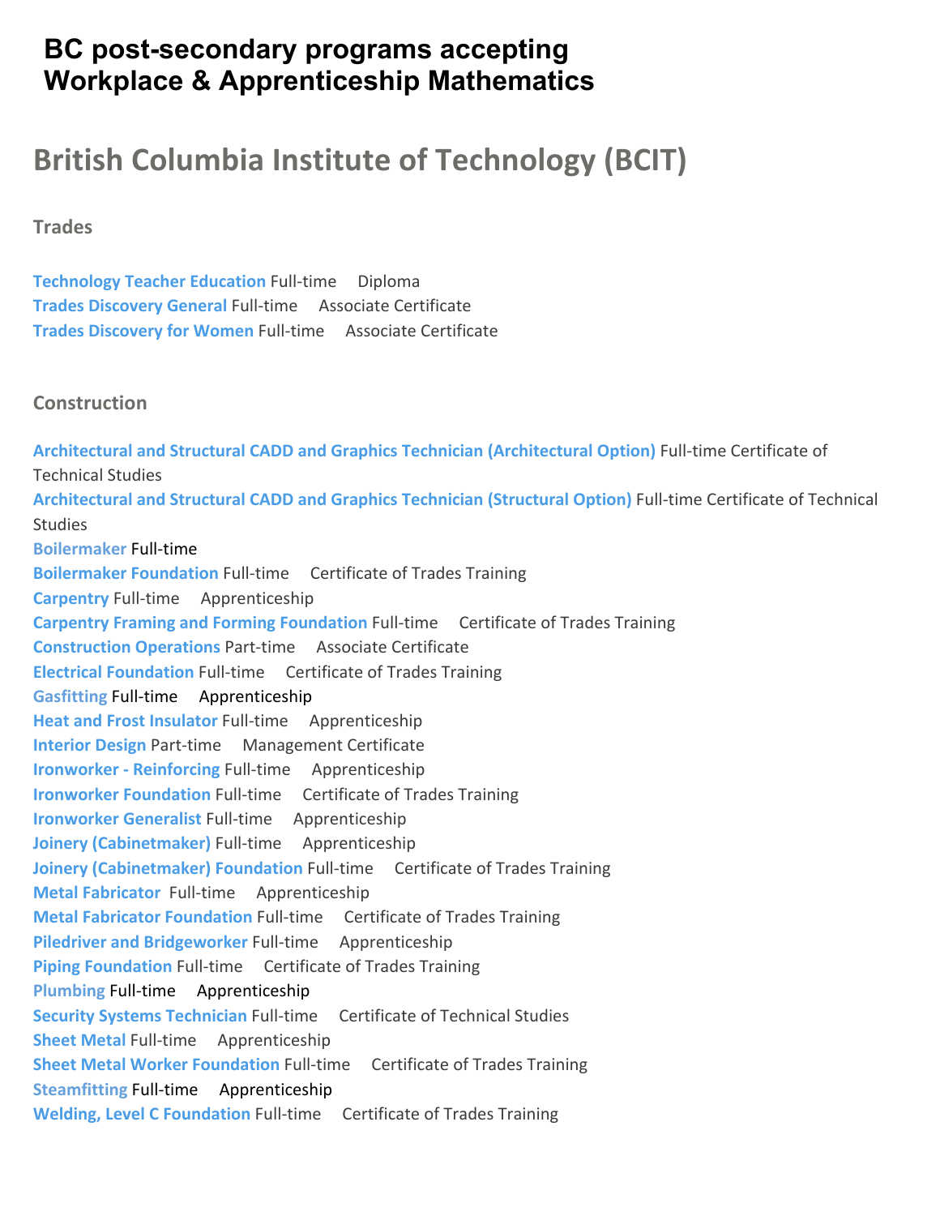# BC post-secondary programs accepting Workplace & Apprenticeship Mathematics

## British Columbia Institute of Technology (BCIT)

### Trades

**Technology Teacher Education** Full-time Diploma
**Trades Discovery General** Full-time Associate Certificate
**Trades Discovery for Women** Full-time Associate Certificate

### Construction

**Architectural and Structural CADD and Graphics Technician (Architectural Option)** Full-time Certificate of Technical Studies
**Architectural and Structural CADD and Graphics Technician (Structural Option)** Full-time Certificate of Technical Studies
**Boilermaker** Full-time
**Boilermaker Foundation** Full-time Certificate of Trades Training
**Carpentry** Full-time Apprenticeship
**Carpentry Framing and Forming Foundation** Full-time Certificate of Trades Training
**Construction Operations** Part-time Associate Certificate
**Electrical Foundation** Full-time Certificate of Trades Training
**Gasfitting** Full-time Apprenticeship
**Heat and Frost Insulator** Full-time Apprenticeship
**Interior Design** Part-time Management Certificate
**Ironworker - Reinforcing** Full-time Apprenticeship
**Ironworker Foundation** Full-time Certificate of Trades Training
**Ironworker Generalist** Full-time Apprenticeship
**Joinery (Cabinetmaker)** Full-time Apprenticeship
**Joinery (Cabinetmaker) Foundation** Full-time Certificate of Trades Training
**Metal Fabricator** Full-time Apprenticeship
**Metal Fabricator Foundation** Full-time Certificate of Trades Training
**Piledriver and Bridgeworker** Full-time Apprenticeship
**Piping Foundation** Full-time Certificate of Trades Training
**Plumbing** Full-time Apprenticeship
**Security Systems Technician** Full-time Certificate of Technical Studies
**Sheet Metal** Full-time Apprenticeship
**Sheet Metal Worker Foundation** Full-time Certificate of Trades Training
**Steamfitting** Full-time Apprenticeship
**Welding, Level C Foundation** Full-time Certificate of Trades Training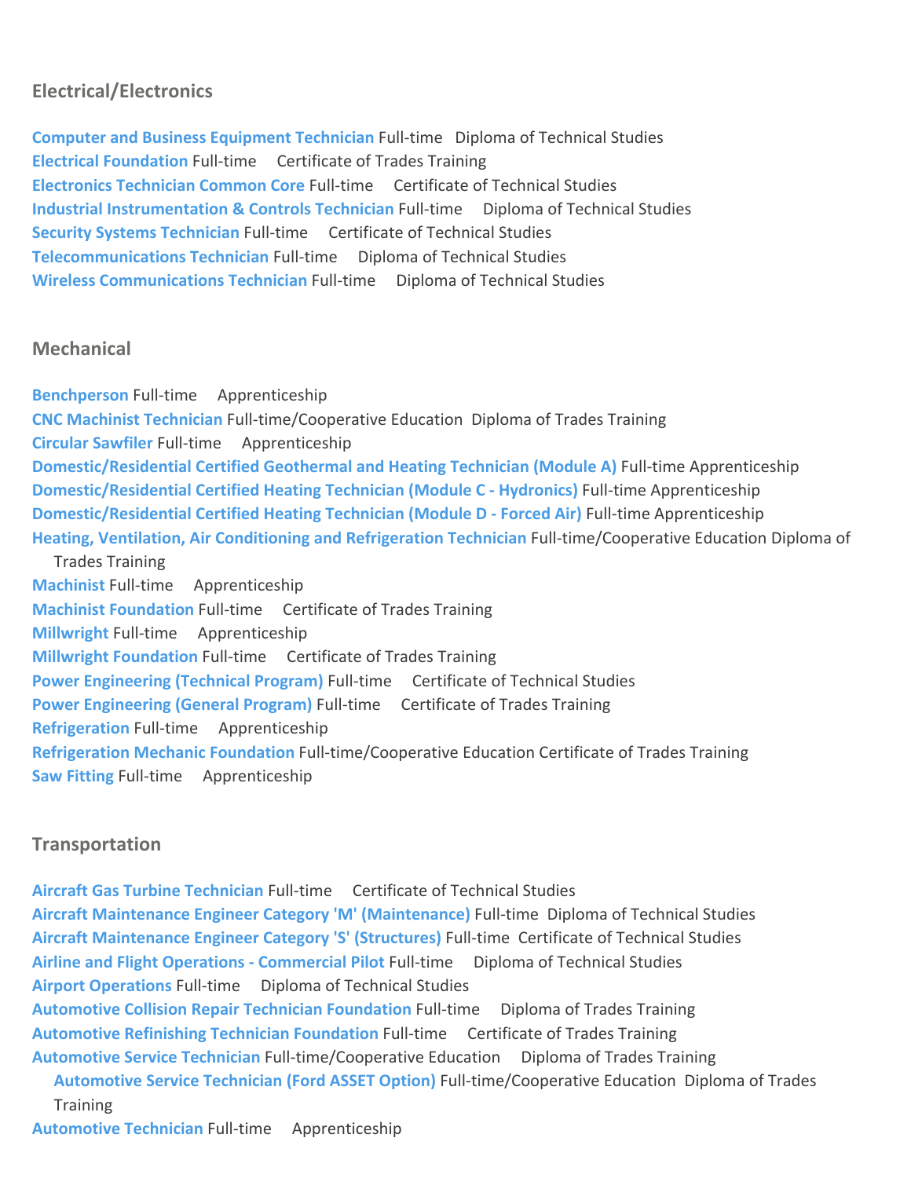## Electrical/Electronics

**Computer and Business Equipment Technician** Full-time Diploma of Technical Studies
**Electrical Foundation** Full-time Certificate of Trades Training
**Electronics Technician Common Core** Full-time Certificate of Technical Studies
**Industrial Instrumentation & Controls Technician** Full-time Diploma of Technical Studies
**Security Systems Technician** Full-time Certificate of Technical Studies
**Telecommunications Technician** Full-time Diploma of Technical Studies
**Wireless Communications Technician** Full-time Diploma of Technical Studies

## Mechanical

**Benchperson** Full-time Apprenticeship
**CNC Machinist Technician** Full-time/Cooperative Education Diploma of Trades Training
**Circular Sawfiler** Full-time Apprenticeship
**Domestic/Residential Certified Geothermal and Heating Technician (Module A)** Full-time Apprenticeship
**Domestic/Residential Certified Heating Technician (Module C - Hydronics)** Full-time Apprenticeship
**Domestic/Residential Certified Heating Technician (Module D - Forced Air)** Full-time Apprenticeship
**Heating, Ventilation, Air Conditioning and Refrigeration Technician** Full-time/Cooperative Education Diploma of Trades Training
**Machinist** Full-time Apprenticeship
**Machinist Foundation** Full-time Certificate of Trades Training
**Millwright** Full-time Apprenticeship
**Millwright Foundation** Full-time Certificate of Trades Training
**Power Engineering (Technical Program)** Full-time Certificate of Technical Studies
**Power Engineering (General Program)** Full-time Certificate of Trades Training
**Refrigeration** Full-time Apprenticeship
**Refrigeration Mechanic Foundation** Full-time/Cooperative Education Certificate of Trades Training
**Saw Fitting** Full-time Apprenticeship

## Transportation

**Aircraft Gas Turbine Technician** Full-time Certificate of Technical Studies
**Aircraft Maintenance Engineer Category 'M' (Maintenance)** Full-time Diploma of Technical Studies
**Aircraft Maintenance Engineer Category 'S' (Structures)** Full-time Certificate of Technical Studies
**Airline and Flight Operations - Commercial Pilot** Full-time Diploma of Technical Studies
**Airport Operations** Full-time Diploma of Technical Studies
**Automotive Collision Repair Technician Foundation** Full-time Diploma of Trades Training
**Automotive Refinishing Technician Foundation** Full-time Certificate of Trades Training
**Automotive Service Technician** Full-time/Cooperative Education Diploma of Trades Training
- **Automotive Service Technician (Ford ASSET Option)** Full-time/Cooperative Education Diploma of Trades Training

**Automotive Technician** Full-time Apprenticeship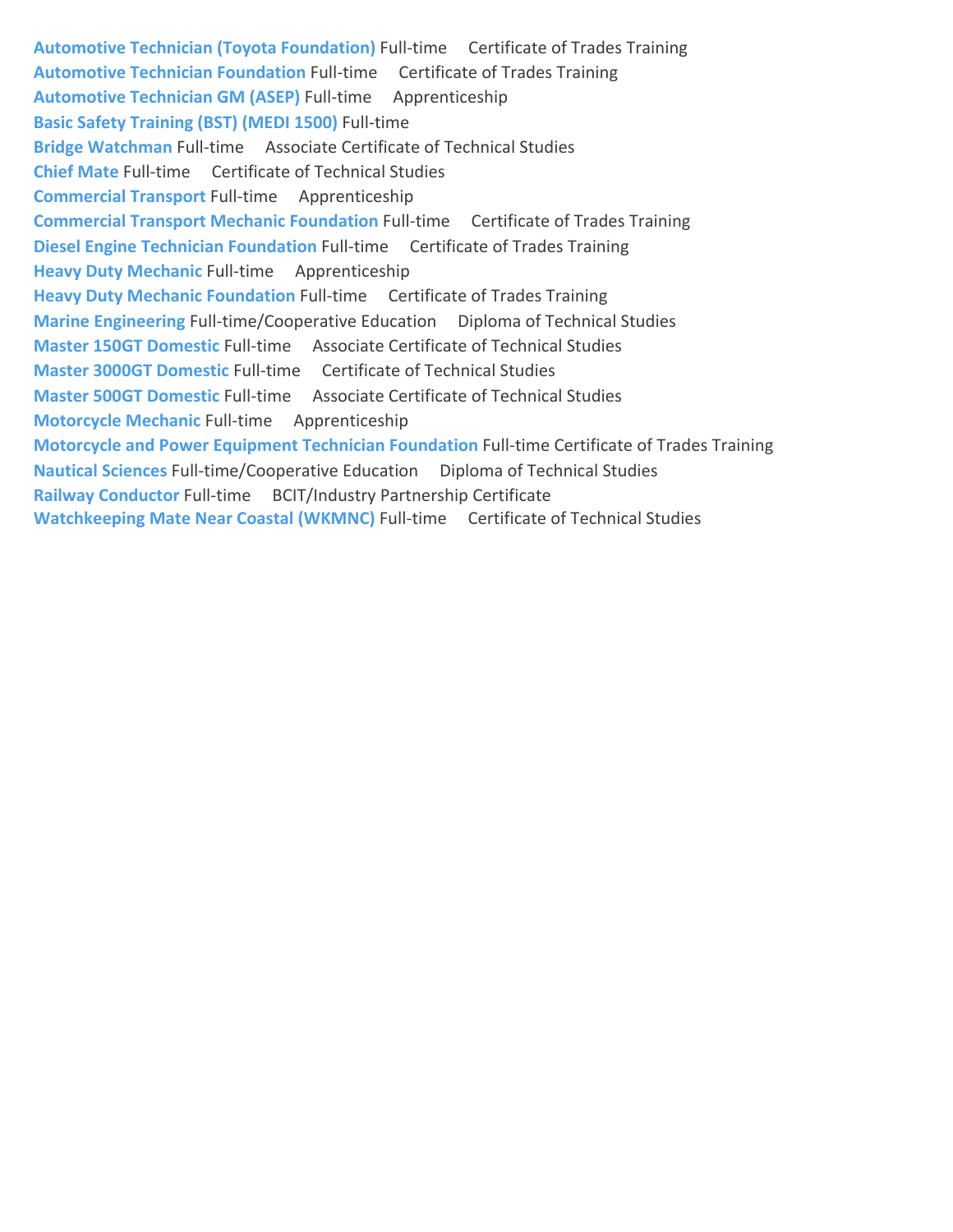**Automotive Technician (Toyota Foundation)** Full-time Certificate of Trades Training

**Automotive Technician Foundation** Full-time Certificate of Trades Training

**Automotive Technician GM (ASEP)** Full-time Apprenticeship

**Basic Safety Training (BST) (MEDI 1500)** Full-time

**Bridge Watchman** Full-time Associate Certificate of Technical Studies

**Chief Mate** Full-time Certificate of Technical Studies

**Commercial Transport** Full-time Apprenticeship

**Commercial Transport Mechanic Foundation** Full-time Certificate of Trades Training

**Diesel Engine Technician Foundation** Full-time Certificate of Trades Training

**Heavy Duty Mechanic** Full-time Apprenticeship

**Heavy Duty Mechanic Foundation** Full-time Certificate of Trades Training

**Marine Engineering** Full-time/Cooperative Education Diploma of Technical Studies

**Master 150GT Domestic** Full-time Associate Certificate of Technical Studies

**Master 3000GT Domestic** Full-time Certificate of Technical Studies

**Master 500GT Domestic** Full-time Associate Certificate of Technical Studies

**Motorcycle Mechanic** Full-time Apprenticeship

**Motorcycle and Power Equipment Technician Foundation** Full-time Certificate of Trades Training

**Nautical Sciences** Full-time/Cooperative Education Diploma of Technical Studies

**Railway Conductor** Full-time BCIT/Industry Partnership Certificate

**Watchkeeping Mate Near Coastal (WKMNC)** Full-time Certificate of Technical Studies